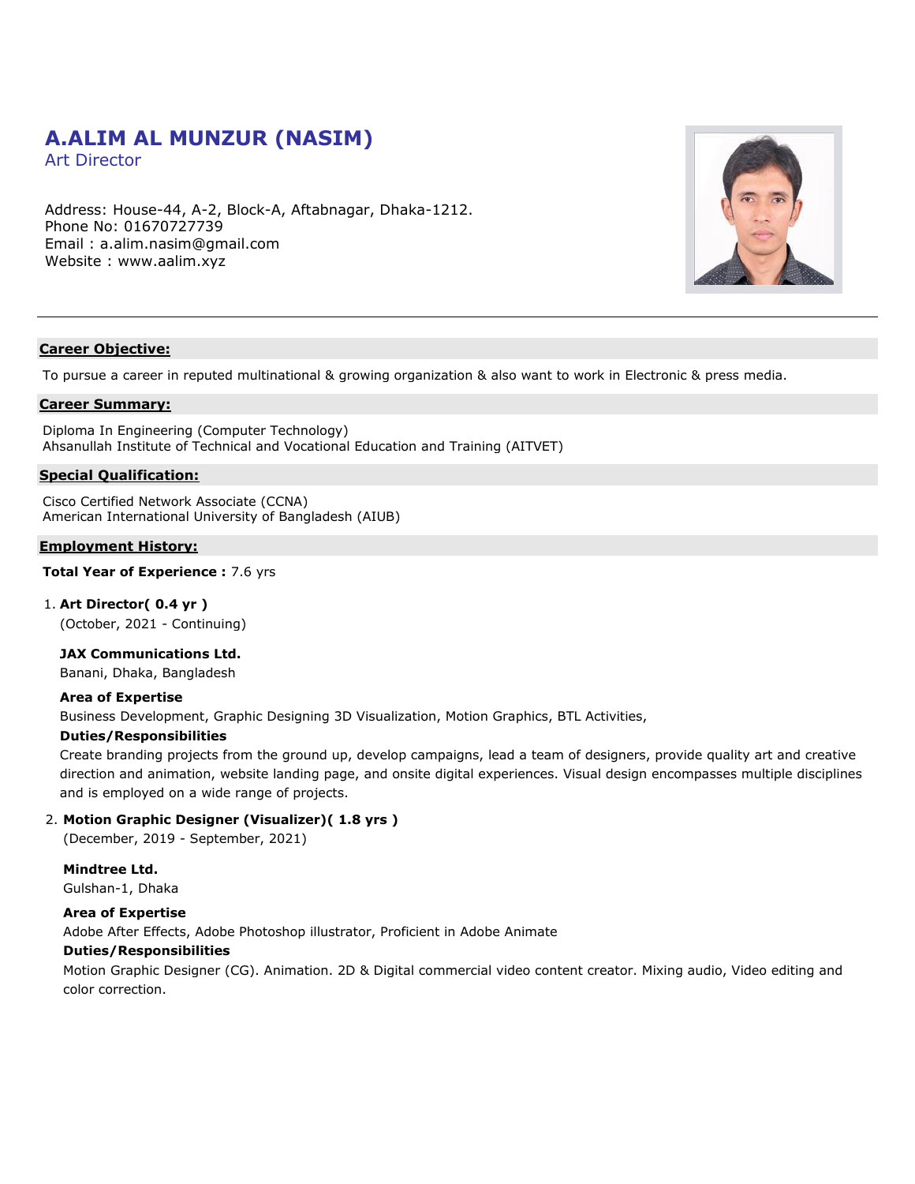# A.ALIM AL MUNZUR (NASIM)

Art Director

Address: House-44, A-2, Block-A, Aftabnagar, Dhaka-1212.
Phone No: 01670727739
Email : a.alim.nasim@gmail.com
Website : www.aalim.xyz

---

## Career Objective:

To pursue a career in reputed multinational & growing organization & also want to work in Electronic & press media.

## Career Summary:

Diploma In Engineering (Computer Technology)
Ahsanullah Institute of Technical and Vocational Education and Training (AITVET)

## Special Qualification:

Cisco Certified Network Associate (CCNA)
American International University of Bangladesh (AIUB)

## Employment History:

**Total Year of Experience :** 7.6 yrs

1. **Art Director( 0.4 yr )**
   (October, 2021 - Continuing)

   **JAX Communications Ltd.**
   Banani, Dhaka, Bangladesh

   **Area of Expertise**
   Business Development, Graphic Designing 3D Visualization, Motion Graphics, BTL Activities,

   **Duties/Responsibilities**
   Create branding projects from the ground up, develop campaigns, lead a team of designers, provide quality art and creative direction and animation, website landing page, and onsite digital experiences. Visual design encompasses multiple disciplines and is employed on a wide range of projects.

2. **Motion Graphic Designer (Visualizer)( 1.8 yrs )**
   (December, 2019 - September, 2021)

   **Mindtree Ltd.**
   Gulshan-1, Dhaka

   **Area of Expertise**
   Adobe After Effects, Adobe Photoshop illustrator, Proficient in Adobe Animate

   **Duties/Responsibilities**
   Motion Graphic Designer (CG). Animation. 2D & Digital commercial video content creator. Mixing audio, Video editing and color correction.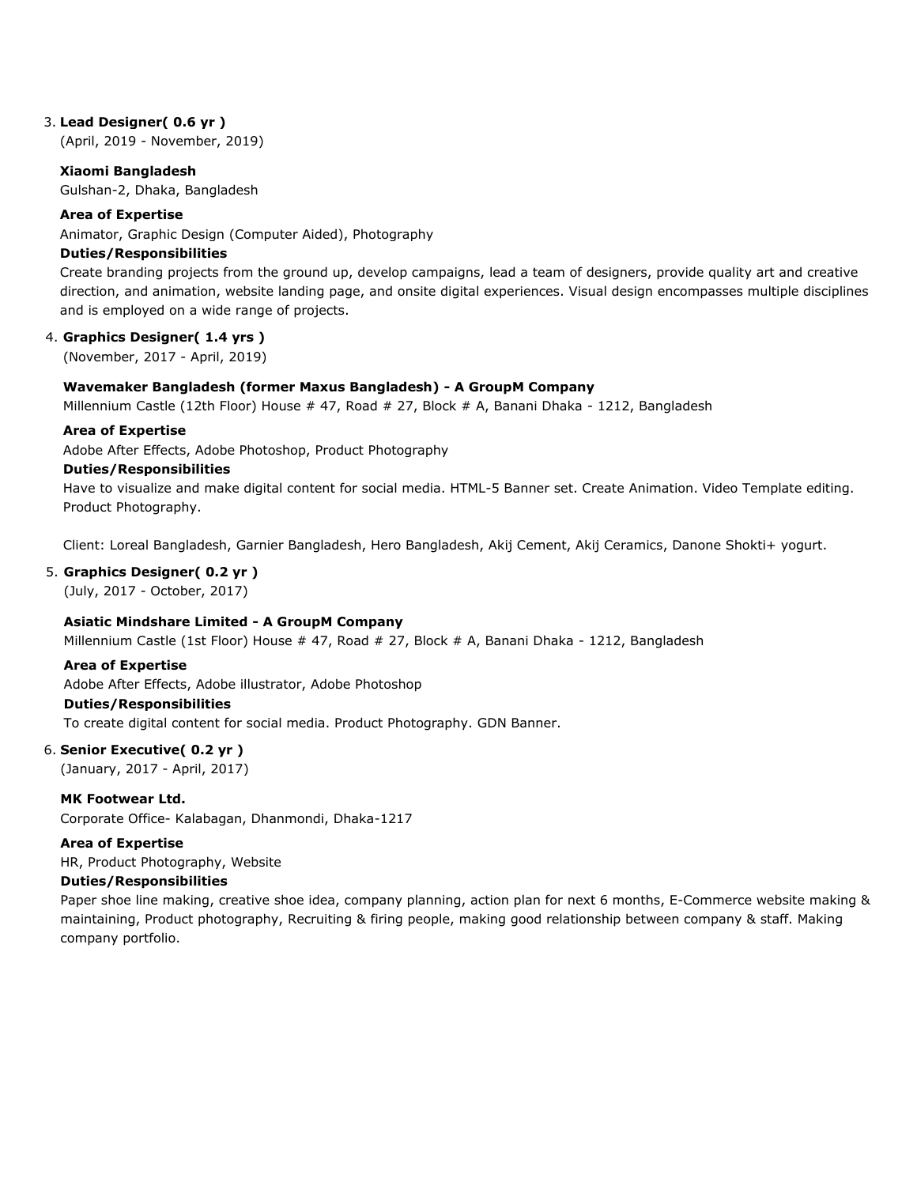3. **Lead Designer( 0.6 yr )**
   (April, 2019 - November, 2019)

   **Xiaomi Bangladesh**
   Gulshan-2, Dhaka, Bangladesh

   **Area of Expertise**
   Animator, Graphic Design (Computer Aided), Photography
   **Duties/Responsibilities**
   Create branding projects from the ground up, develop campaigns, lead a team of designers, provide quality art and creative direction, and animation, website landing page, and onsite digital experiences. Visual design encompasses multiple disciplines and is employed on a wide range of projects.

4. **Graphics Designer( 1.4 yrs )**
   (November, 2017 - April, 2019)

   **Wavemaker Bangladesh (former Maxus Bangladesh) - A GroupM Company**
   Millennium Castle (12th Floor) House # 47, Road # 27, Block # A, Banani Dhaka - 1212, Bangladesh

   **Area of Expertise**
   Adobe After Effects, Adobe Photoshop, Product Photography
   **Duties/Responsibilities**
   Have to visualize and make digital content for social media. HTML-5 Banner set. Create Animation. Video Template editing. Product Photography.

   Client: Loreal Bangladesh, Garnier Bangladesh, Hero Bangladesh, Akij Cement, Akij Ceramics, Danone Shokti+ yogurt.

5. **Graphics Designer( 0.2 yr )**
   (July, 2017 - October, 2017)

   **Asiatic Mindshare Limited - A GroupM Company**
   Millennium Castle (1st Floor) House # 47, Road # 27, Block # A, Banani Dhaka - 1212, Bangladesh

   **Area of Expertise**
   Adobe After Effects, Adobe illustrator, Adobe Photoshop
   **Duties/Responsibilities**
   To create digital content for social media. Product Photography. GDN Banner.

6. **Senior Executive( 0.2 yr )**
   (January, 2017 - April, 2017)

   **MK Footwear Ltd.**
   Corporate Office- Kalabagan, Dhanmondi, Dhaka-1217

   **Area of Expertise**
   HR, Product Photography, Website
   **Duties/Responsibilities**
   Paper shoe line making, creative shoe idea, company planning, action plan for next 6 months, E-Commerce website making & maintaining, Product photography, Recruiting & firing people, making good relationship between company & staff. Making company portfolio.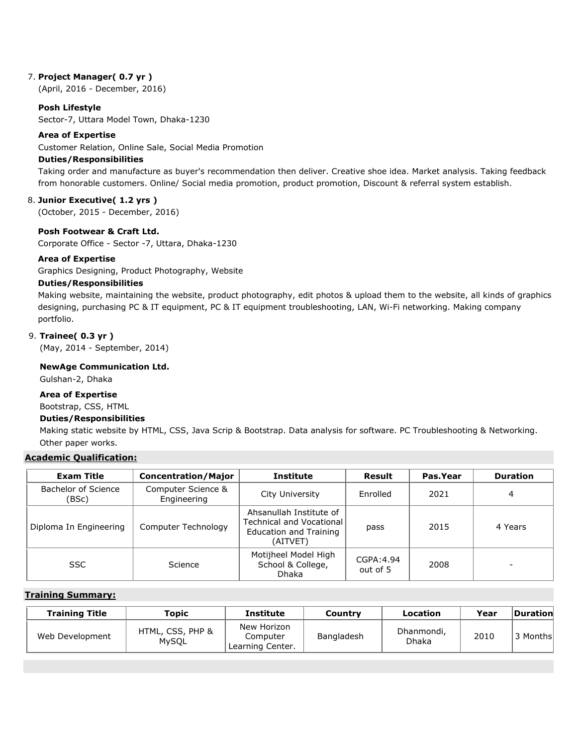7. **Project Manager( 0.7 yr )**
   (April, 2016 - December, 2016)

   **Posh Lifestyle**
   Sector-7, Uttara Model Town, Dhaka-1230

   **Area of Expertise**
   Customer Relation, Online Sale, Social Media Promotion
   **Duties/Responsibilities**
   Taking order and manufacture as buyer's recommendation then deliver. Creative shoe idea. Market analysis. Taking feedback from honorable customers. Online/ Social media promotion, product promotion, Discount & referral system establish.

8. **Junior Executive( 1.2 yrs )**
   (October, 2015 - December, 2016)

   **Posh Footwear & Craft Ltd.**
   Corporate Office - Sector -7, Uttara, Dhaka-1230

   **Area of Expertise**
   Graphics Designing, Product Photography, Website
   **Duties/Responsibilities**
   Making website, maintaining the website, product photography, edit photos & upload them to the website, all kinds of graphics designing, purchasing PC & IT equipment, PC & IT equipment troubleshooting, LAN, Wi-Fi networking. Making company portfolio.

9. **Trainee( 0.3 yr )**
   (May, 2014 - September, 2014)

   **NewAge Communication Ltd.**
   Gulshan-2, Dhaka

   **Area of Expertise**
   Bootstrap, CSS, HTML
   **Duties/Responsibilities**
   Making static website by HTML, CSS, Java Scrip & Bootstrap. Data analysis for software. PC Troubleshooting & Networking. Other paper works.

## Academic Qualification:

| Exam Title | Concentration/Major | Institute | Result | Pas.Year | Duration |
|---|---|---|---|---|---|
| Bachelor of Science (BSc) | Computer Science & Engineering | City University | Enrolled | 2021 | 4 |
| Diploma In Engineering | Computer Technology | Ahsanullah Institute of Technical and Vocational Education and Training (AITVET) | pass | 2015 | 4 Years |
| SSC | Science | Motijheel Model High School & College, Dhaka | CGPA:4.94 out of 5 | 2008 | - |

## Training Summary:

| Training Title | Topic | Institute | Country | Location | Year | Duration |
|---|---|---|---|---|---|---|
| Web Development | HTML, CSS, PHP & MySQL | New Horizon Computer Learning Center. | Bangladesh | Dhanmondi, Dhaka | 2010 | 3 Months |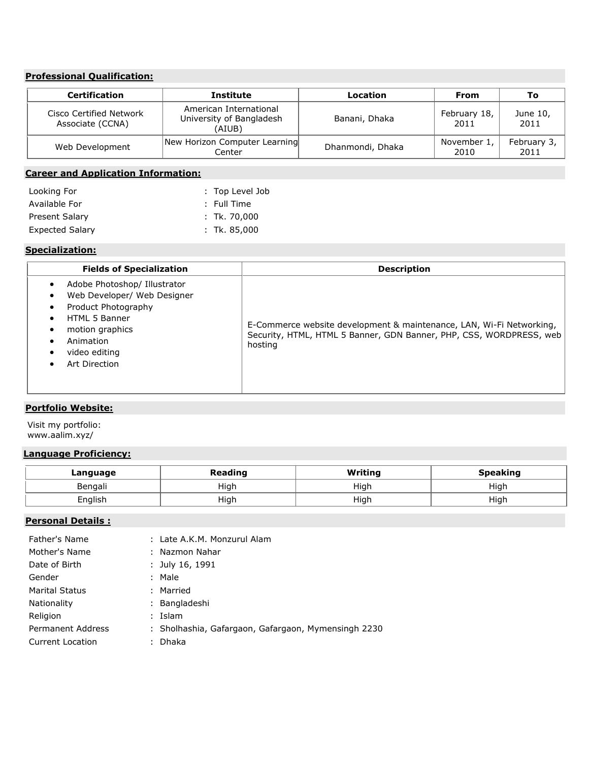## Professional Qualification:

| Certification | Institute | Location | From | To |
|---|---|---|---|---|
| Cisco Certified Network Associate (CCNA) | American International University of Bangladesh (AIUB) | Banani, Dhaka | February 18, 2011 | June 10, 2011 |
| Web Development | New Horizon Computer Learning Center | Dhanmondi, Dhaka | November 1, 2010 | February 3, 2011 |

## Career and Application Information:

| | | |
|---|---|---|
| Looking For | : | Top Level Job |
| Available For | : | Full Time |
| Present Salary | : | Tk. 70,000 |
| Expected Salary | : | Tk. 85,000 |

## Specialization:

| Fields of Specialization | Description |
|---|---|
| • Adobe Photoshop/ Illustrator<br>• Web Developer/ Web Designer<br>• Product Photography<br>• HTML 5 Banner<br>• motion graphics<br>• Animation<br>• video editing<br>• Art Direction | E-Commerce website development & maintenance, LAN, Wi-Fi Networking, Security, HTML, HTML 5 Banner, GDN Banner, PHP, CSS, WORDPRESS, web hosting |

## Portfolio Website:

Visit my portfolio:
www.aalim.xyz/

## Language Proficiency:

| Language | Reading | Writing | Speaking |
|---|---|---|---|
| Bengali | High | High | High |
| English | High | High | High |

## Personal Details :

| | | |
|---|---|---|
| Father's Name | : | Late A.K.M. Monzurul Alam |
| Mother's Name | : | Nazmon Nahar |
| Date of Birth | : | July 16, 1991 |
| Gender | : | Male |
| Marital Status | : | Married |
| Nationality | : | Bangladeshi |
| Religion | : | Islam |
| Permanent Address | : | Sholhashia, Gafargaon, Gafargaon, Mymensingh 2230 |
| Current Location | : | Dhaka |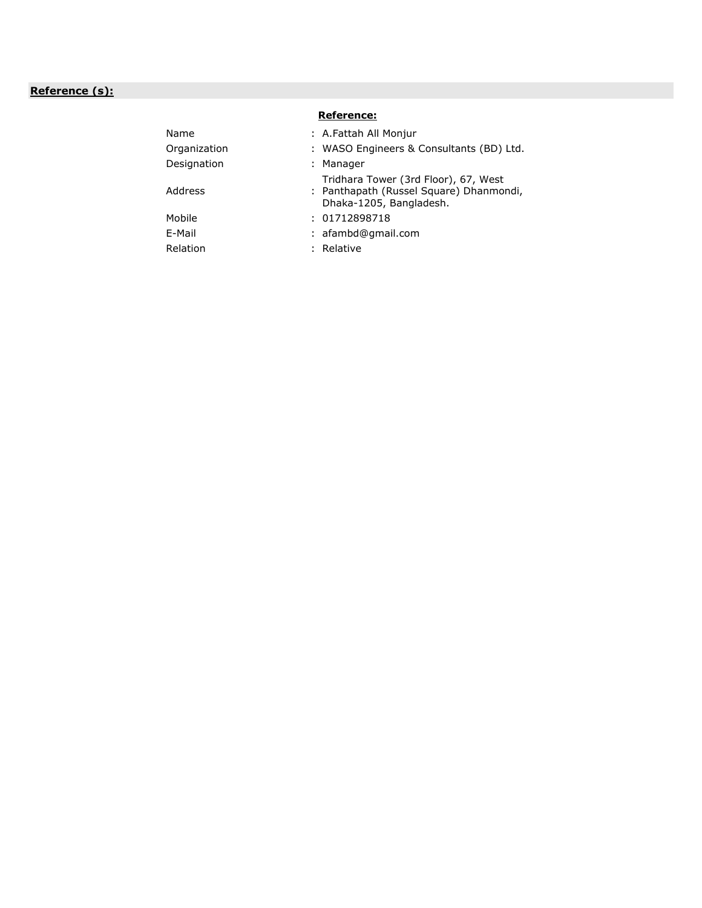## Reference (s):

### Reference:

| | | |
|---|---|---|
| Name | : | A.Fattah All Monjur |
| Organization | : | WASO Engineers & Consultants (BD) Ltd. |
| Designation | : | Manager |
| Address | : | Tridhara Tower (3rd Floor), 67, West Panthapath (Russel Square) Dhanmondi, Dhaka-1205, Bangladesh. |
| Mobile | : | 01712898718 |
| E-Mail | : | afambd@gmail.com |
| Relation | : | Relative |